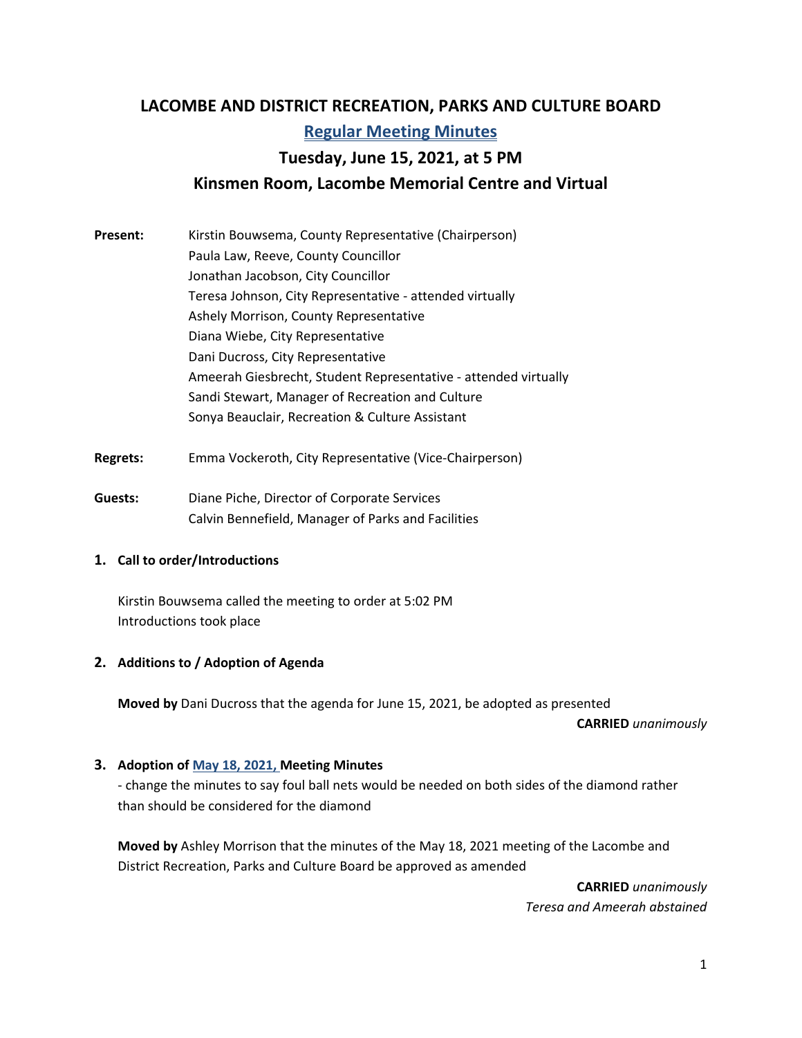# LACOMBE AND DISTRICT RECREATION, PARKS AND CULTURE BOARD

## Regular Meeting Minutes

## Tuesday, June 15, 2021, at 5 PM

## Kinsmen Room, Lacombe Memorial Centre and Virtual

**Present:** Kirstin Bouwsema, County Representative (Chairperson)
Paula Law, Reeve, County Councillor
Jonathan Jacobson, City Councillor
Teresa Johnson, City Representative - attended virtually
Ashely Morrison, County Representative
Diana Wiebe, City Representative
Dani Ducross, City Representative
Ameerah Giesbrecht, Student Representative - attended virtually
Sandi Stewart, Manager of Recreation and Culture
Sonya Beauclair, Recreation & Culture Assistant

**Regrets:** Emma Vockeroth, City Representative (Vice-Chairperson)

**Guests:** Diane Piche, Director of Corporate Services
Calvin Bennefield, Manager of Parks and Facilities

### 1. Call to order/Introductions

Kirstin Bouwsema called the meeting to order at 5:02 PM
Introductions took place

### 2. Additions to / Adoption of Agenda

**Moved by** Dani Ducross that the agenda for June 15, 2021, be adopted as presented

**CARRIED** *unanimously*

### 3. Adoption of May 18, 2021, Meeting Minutes

- change the minutes to say foul ball nets would be needed on both sides of the diamond rather than should be considered for the diamond

**Moved by** Ashley Morrison that the minutes of the May 18, 2021 meeting of the Lacombe and District Recreation, Parks and Culture Board be approved as amended

**CARRIED** *unanimously*
*Teresa and Ameerah abstained*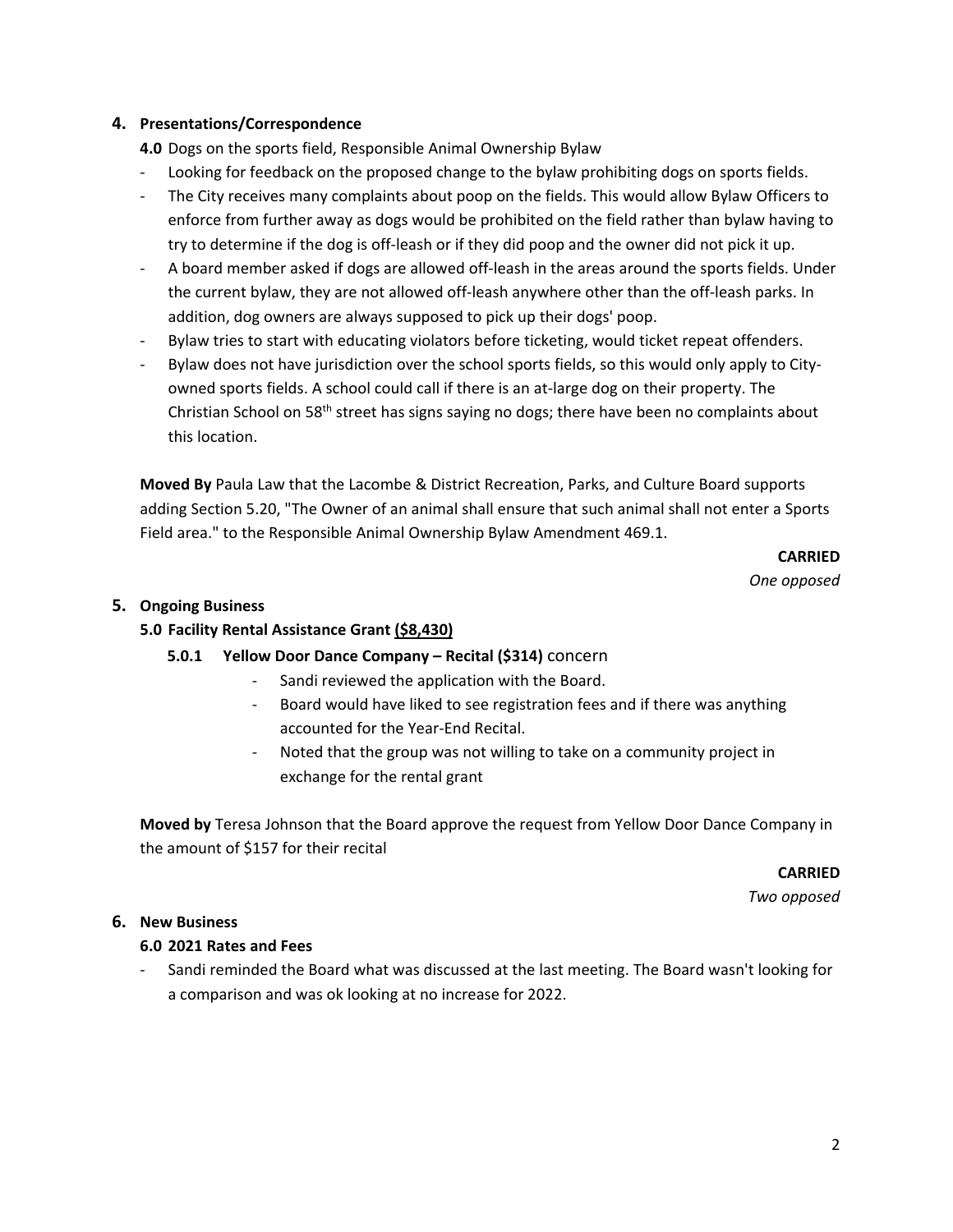## 4. Presentations/Correspondence

**4.0** Dogs on the sports field, Responsible Animal Ownership Bylaw

- Looking for feedback on the proposed change to the bylaw prohibiting dogs on sports fields.
- The City receives many complaints about poop on the fields. This would allow Bylaw Officers to enforce from further away as dogs would be prohibited on the field rather than bylaw having to try to determine if the dog is off-leash or if they did poop and the owner did not pick it up.
- A board member asked if dogs are allowed off-leash in the areas around the sports fields. Under the current bylaw, they are not allowed off-leash anywhere other than the off-leash parks. In addition, dog owners are always supposed to pick up their dogs' poop.
- Bylaw tries to start with educating violators before ticketing, would ticket repeat offenders.
- Bylaw does not have jurisdiction over the school sports fields, so this would only apply to City-owned sports fields. A school could call if there is an at-large dog on their property. The Christian School on 58th street has signs saying no dogs; there have been no complaints about this location.

**Moved By** Paula Law that the Lacombe & District Recreation, Parks, and Culture Board supports adding Section 5.20, "The Owner of an animal shall ensure that such animal shall not enter a Sports Field area." to the Responsible Animal Ownership Bylaw Amendment 469.1.

**CARRIED**
*One opposed*

## 5. Ongoing Business

### 5.0 Facility Rental Assistance Grant <u>($8,430)</u>

#### 5.0.1 Yellow Door Dance Company – Recital ($314) concern

- Sandi reviewed the application with the Board.
- Board would have liked to see registration fees and if there was anything accounted for the Year-End Recital.
- Noted that the group was not willing to take on a community project in exchange for the rental grant

**Moved by** Teresa Johnson that the Board approve the request from Yellow Door Dance Company in the amount of $157 for their recital

**CARRIED**
*Two opposed*

## 6. New Business

### 6.0 2021 Rates and Fees

- Sandi reminded the Board what was discussed at the last meeting. The Board wasn't looking for a comparison and was ok looking at no increase for 2022.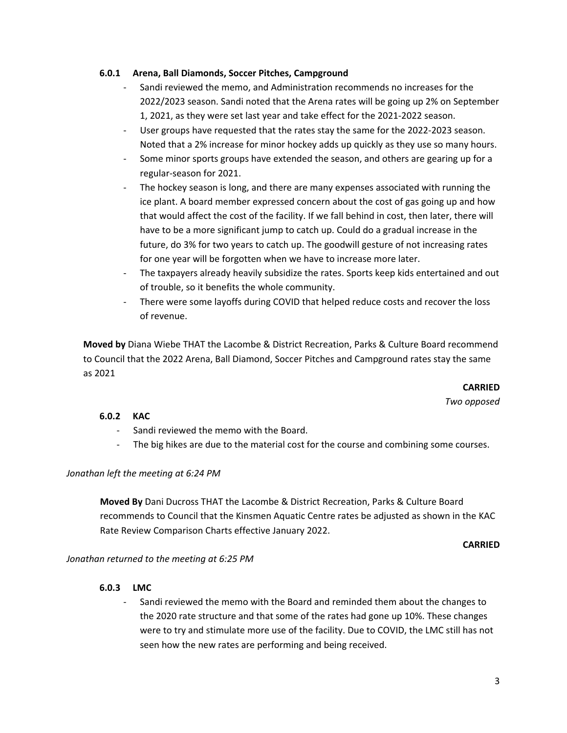### 6.0.1 Arena, Ball Diamonds, Soccer Pitches, Campground

- Sandi reviewed the memo, and Administration recommends no increases for the 2022/2023 season. Sandi noted that the Arena rates will be going up 2% on September 1, 2021, as they were set last year and take effect for the 2021-2022 season.
- User groups have requested that the rates stay the same for the 2022-2023 season. Noted that a 2% increase for minor hockey adds up quickly as they use so many hours.
- Some minor sports groups have extended the season, and others are gearing up for a regular-season for 2021.
- The hockey season is long, and there are many expenses associated with running the ice plant. A board member expressed concern about the cost of gas going up and how that would affect the cost of the facility. If we fall behind in cost, then later, there will have to be a more significant jump to catch up. Could do a gradual increase in the future, do 3% for two years to catch up. The goodwill gesture of not increasing rates for one year will be forgotten when we have to increase more later.
- The taxpayers already heavily subsidize the rates. Sports keep kids entertained and out of trouble, so it benefits the whole community.
- There were some layoffs during COVID that helped reduce costs and recover the loss of revenue.

**Moved by** Diana Wiebe THAT the Lacombe & District Recreation, Parks & Culture Board recommend to Council that the 2022 Arena, Ball Diamond, Soccer Pitches and Campground rates stay the same as 2021

**CARRIED**

*Two opposed*

### 6.0.2 KAC

- Sandi reviewed the memo with the Board.
- The big hikes are due to the material cost for the course and combining some courses.

*Jonathan left the meeting at 6:24 PM*

**Moved By** Dani Ducross THAT the Lacombe & District Recreation, Parks & Culture Board recommends to Council that the Kinsmen Aquatic Centre rates be adjusted as shown in the KAC Rate Review Comparison Charts effective January 2022.

**CARRIED**

*Jonathan returned to the meeting at 6:25 PM*

### 6.0.3 LMC

- Sandi reviewed the memo with the Board and reminded them about the changes to the 2020 rate structure and that some of the rates had gone up 10%. These changes were to try and stimulate more use of the facility. Due to COVID, the LMC still has not seen how the new rates are performing and being received.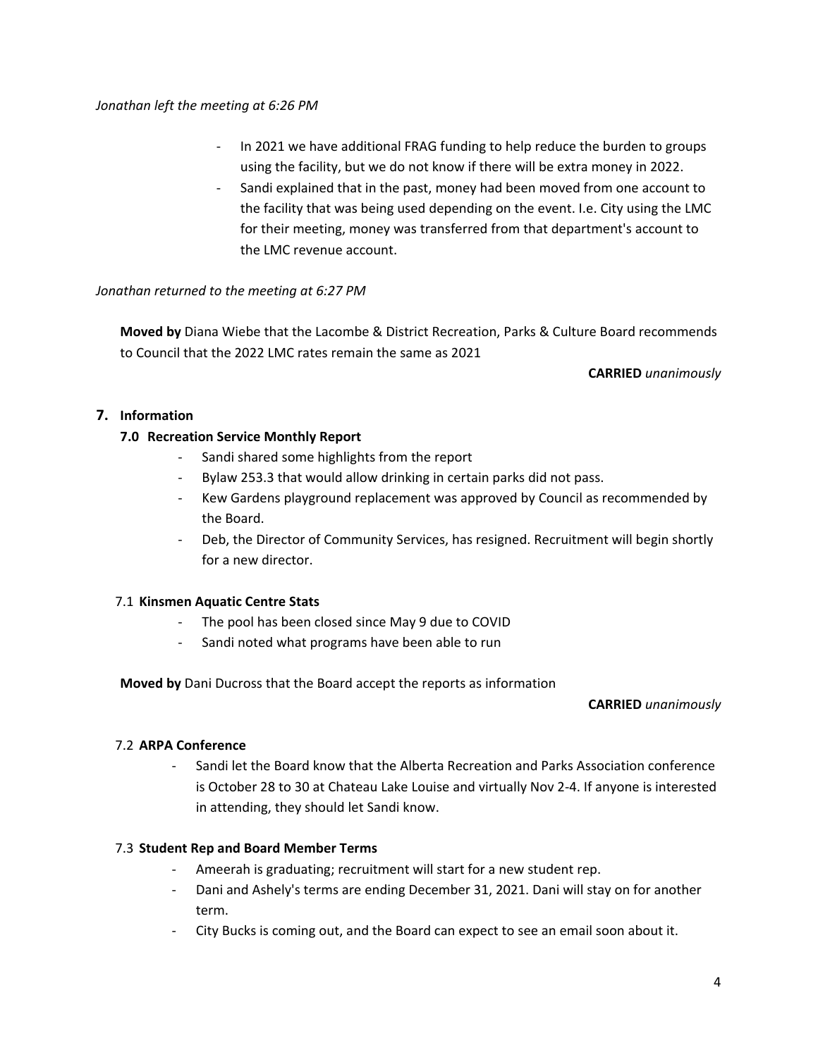*Jonathan left the meeting at 6:26 PM*

- In 2021 we have additional FRAG funding to help reduce the burden to groups using the facility, but we do not know if there will be extra money in 2022.
- Sandi explained that in the past, money had been moved from one account to the facility that was being used depending on the event. I.e. City using the LMC for their meeting, money was transferred from that department's account to the LMC revenue account.

*Jonathan returned to the meeting at 6:27 PM*

**Moved by** Diana Wiebe that the Lacombe & District Recreation, Parks & Culture Board recommends to Council that the 2022 LMC rates remain the same as 2021

**CARRIED** *unanimously*

## 7. Information

### 7.0 Recreation Service Monthly Report

- Sandi shared some highlights from the report
- Bylaw 253.3 that would allow drinking in certain parks did not pass.
- Kew Gardens playground replacement was approved by Council as recommended by the Board.
- Deb, the Director of Community Services, has resigned. Recruitment will begin shortly for a new director.

### 7.1 Kinsmen Aquatic Centre Stats

- The pool has been closed since May 9 due to COVID
- Sandi noted what programs have been able to run

**Moved by** Dani Ducross that the Board accept the reports as information

**CARRIED** *unanimously*

### 7.2 ARPA Conference

- Sandi let the Board know that the Alberta Recreation and Parks Association conference is October 28 to 30 at Chateau Lake Louise and virtually Nov 2-4. If anyone is interested in attending, they should let Sandi know.

### 7.3 Student Rep and Board Member Terms

- Ameerah is graduating; recruitment will start for a new student rep.
- Dani and Ashely's terms are ending December 31, 2021. Dani will stay on for another term.
- City Bucks is coming out, and the Board can expect to see an email soon about it.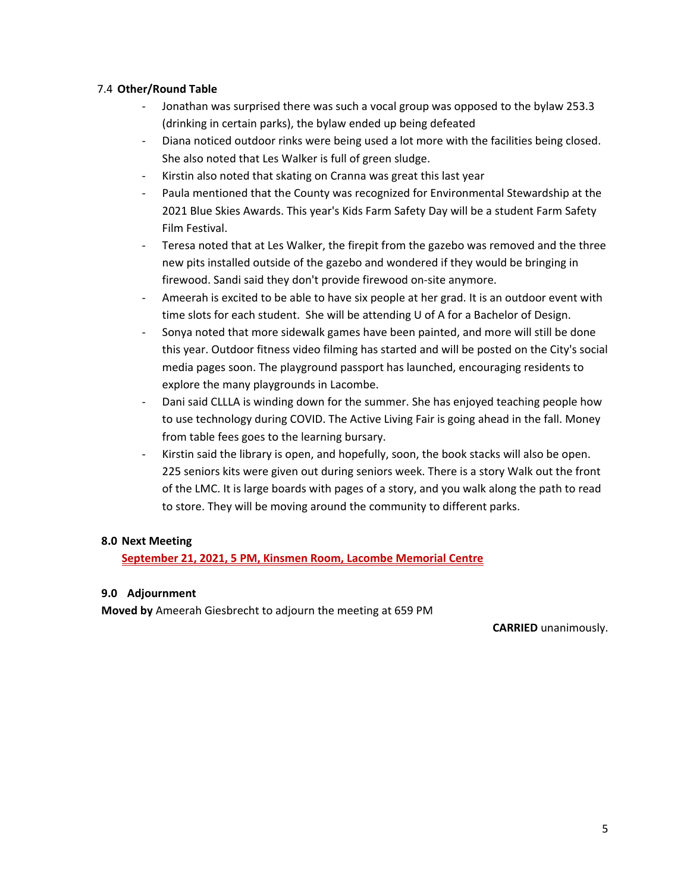### 7.4 Other/Round Table

- Jonathan was surprised there was such a vocal group was opposed to the bylaw 253.3 (drinking in certain parks), the bylaw ended up being defeated
- Diana noticed outdoor rinks were being used a lot more with the facilities being closed. She also noted that Les Walker is full of green sludge.
- Kirstin also noted that skating on Cranna was great this last year
- Paula mentioned that the County was recognized for Environmental Stewardship at the 2021 Blue Skies Awards. This year's Kids Farm Safety Day will be a student Farm Safety Film Festival.
- Teresa noted that at Les Walker, the firepit from the gazebo was removed and the three new pits installed outside of the gazebo and wondered if they would be bringing in firewood. Sandi said they don't provide firewood on-site anymore.
- Ameerah is excited to be able to have six people at her grad. It is an outdoor event with time slots for each student. She will be attending U of A for a Bachelor of Design.
- Sonya noted that more sidewalk games have been painted, and more will still be done this year. Outdoor fitness video filming has started and will be posted on the City's social media pages soon. The playground passport has launched, encouraging residents to explore the many playgrounds in Lacombe.
- Dani said CLLLA is winding down for the summer. She has enjoyed teaching people how to use technology during COVID. The Active Living Fair is going ahead in the fall. Money from table fees goes to the learning bursary.
- Kirstin said the library is open, and hopefully, soon, the book stacks will also be open. 225 seniors kits were given out during seniors week. There is a story Walk out the front of the LMC. It is large boards with pages of a story, and you walk along the path to read to store. They will be moving around the community to different parks.

### 8.0 Next Meeting

**September 21, 2021, 5 PM, Kinsmen Room, Lacombe Memorial Centre**

### 9.0 Adjournment

**Moved by** Ameerah Giesbrecht to adjourn the meeting at 659 PM

**CARRIED** unanimously.